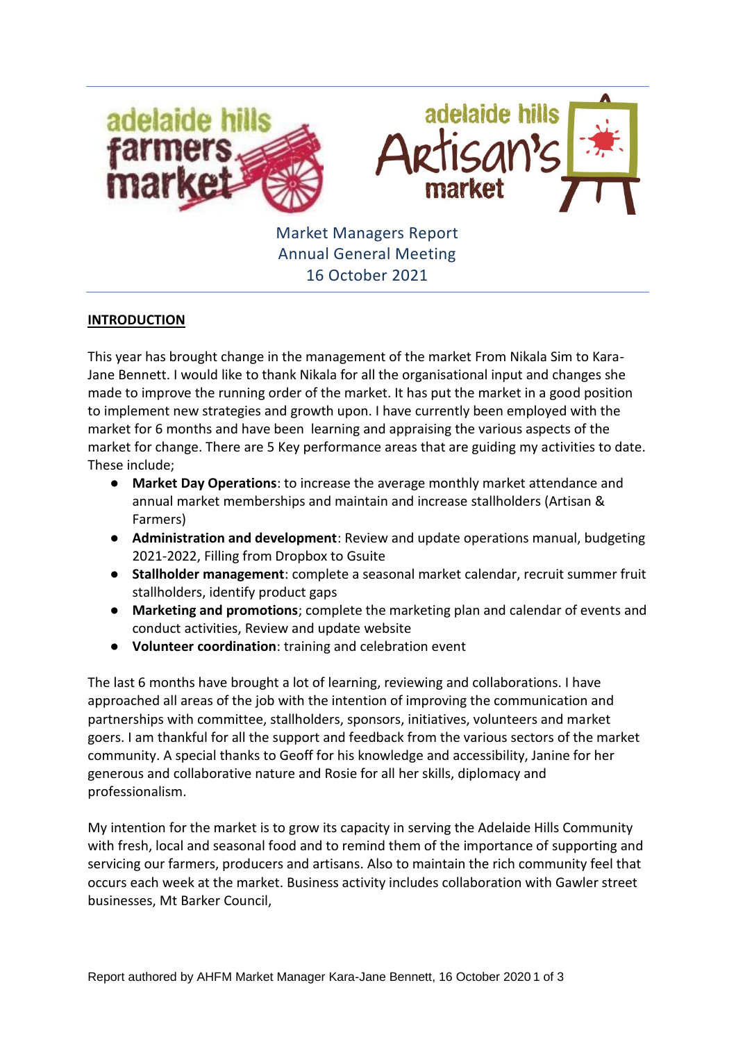Market Managers Report
Annual General Meeting
16 October 2021

## INTRODUCTION

This year has brought change in the management of the market From Nikala Sim to Kara-Jane Bennett. I would like to thank Nikala for all the organisational input and changes she made to improve the running order of the market. It has put the market in a good position to implement new strategies and growth upon. I have currently been employed with the market for 6 months and have been learning and appraising the various aspects of the market for change. There are 5 Key performance areas that are guiding my activities to date. These include;

- **Market Day Operations**: to increase the average monthly market attendance and annual market memberships and maintain and increase stallholders (Artisan & Farmers)
- **Administration and development**: Review and update operations manual, budgeting 2021-2022, Filling from Dropbox to Gsuite
- **Stallholder management**: complete a seasonal market calendar, recruit summer fruit stallholders, identify product gaps
- **Marketing and promotions**; complete the marketing plan and calendar of events and conduct activities, Review and update website
- **Volunteer coordination**: training and celebration event

The last 6 months have brought a lot of learning, reviewing and collaborations. I have approached all areas of the job with the intention of improving the communication and partnerships with committee, stallholders, sponsors, initiatives, volunteers and market goers. I am thankful for all the support and feedback from the various sectors of the market community. A special thanks to Geoff for his knowledge and accessibility, Janine for her generous and collaborative nature and Rosie for all her skills, diplomacy and professionalism.

My intention for the market is to grow its capacity in serving the Adelaide Hills Community with fresh, local and seasonal food and to remind them of the importance of supporting and servicing our farmers, producers and artisans. Also to maintain the rich community feel that occurs each week at the market. Business activity includes collaboration with Gawler street businesses, Mt Barker Council,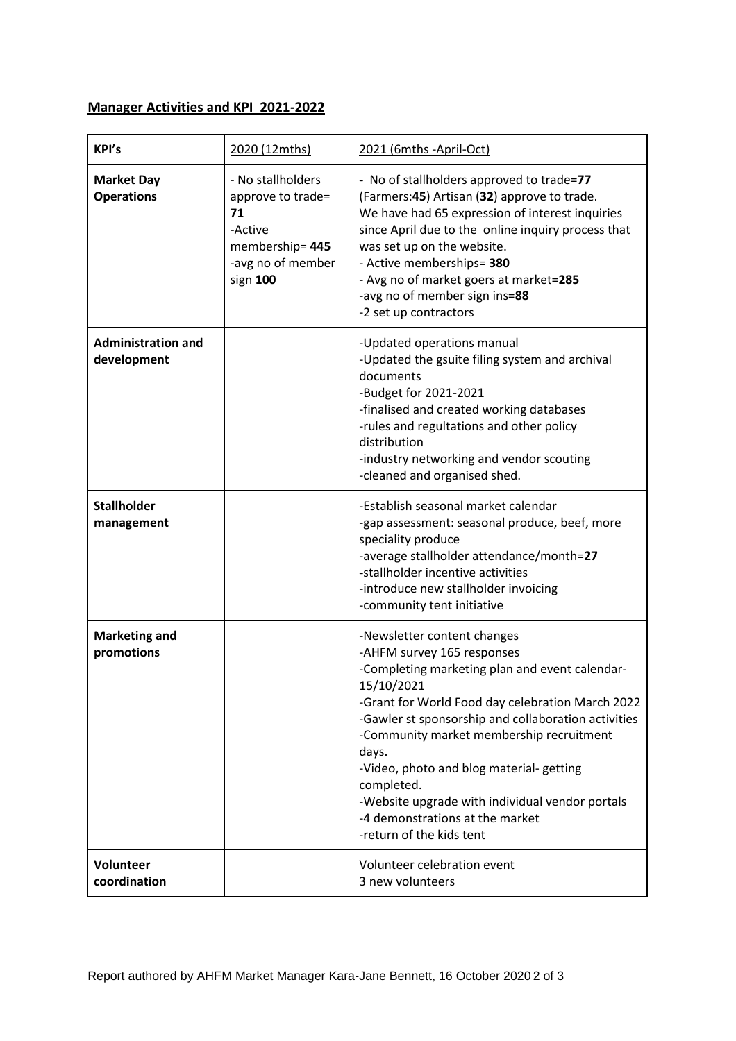## Manager Activities and KPI 2021-2022

| KPI's | 2020 (12mths) | 2021 (6mths -April-Oct) |
|---|---|---|
| **Market Day Operations** | - No stallholders approve to trade= **71**<br>-Active membership= **445**<br>-avg no of member sign **100** | - No of stallholders approved to trade=**77** (Farmers:**45**) Artisan (**32**) approve to trade. We have had 65 expression of interest inquiries since April due to the online inquiry process that was set up on the website.<br>- Active memberships= **380**<br>- Avg no of market goers at market=**285**<br>-avg no of member sign ins=**88**<br>-2 set up contractors |
| **Administration and development** | | -Updated operations manual<br>-Updated the gsuite filing system and archival documents<br>-Budget for 2021-2021<br>-finalised and created working databases<br>-rules and regultations and other policy distribution<br>-industry networking and vendor scouting<br>-cleaned and organised shed. |
| **Stallholder management** | | -Establish seasonal market calendar<br>-gap assessment: seasonal produce, beef, more speciality produce<br>-average stallholder attendance/month=**27**<br>-stallholder incentive activities<br>-introduce new stallholder invoicing<br>-community tent initiative |
| **Marketing and promotions** | | -Newsletter content changes<br>-AHFM survey 165 responses<br>-Completing marketing plan and event calendar-15/10/2021<br>-Grant for World Food day celebration March 2022<br>-Gawler st sponsorship and collaboration activities<br>-Community market membership recruitment days.<br>-Video, photo and blog material- getting completed.<br>-Website upgrade with individual vendor portals<br>-4 demonstrations at the market<br>-return of the kids tent |
| **Volunteer coordination** | | Volunteer celebration event<br>3 new volunteers |

Report authored by AHFM Market Manager Kara-Jane Bennett, 16 October 2020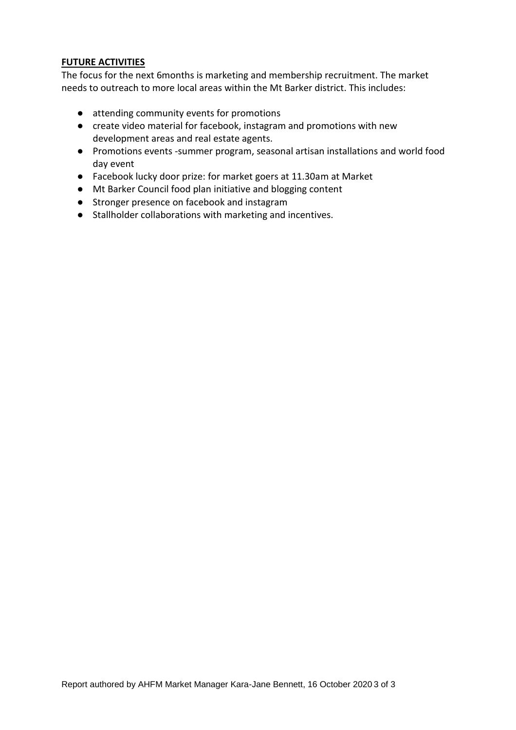**FUTURE ACTIVITIES**

The focus for the next 6months is marketing and membership recruitment. The market needs to outreach to more local areas within the Mt Barker district. This includes:

- attending community events for promotions
- create video material for facebook, instagram and promotions with new development areas and real estate agents.
- Promotions events -summer program, seasonal artisan installations and world food day event
- Facebook lucky door prize: for market goers at 11.30am at Market
- Mt Barker Council food plan initiative and blogging content
- Stronger presence on facebook and instagram
- Stallholder collaborations with marketing and incentives.